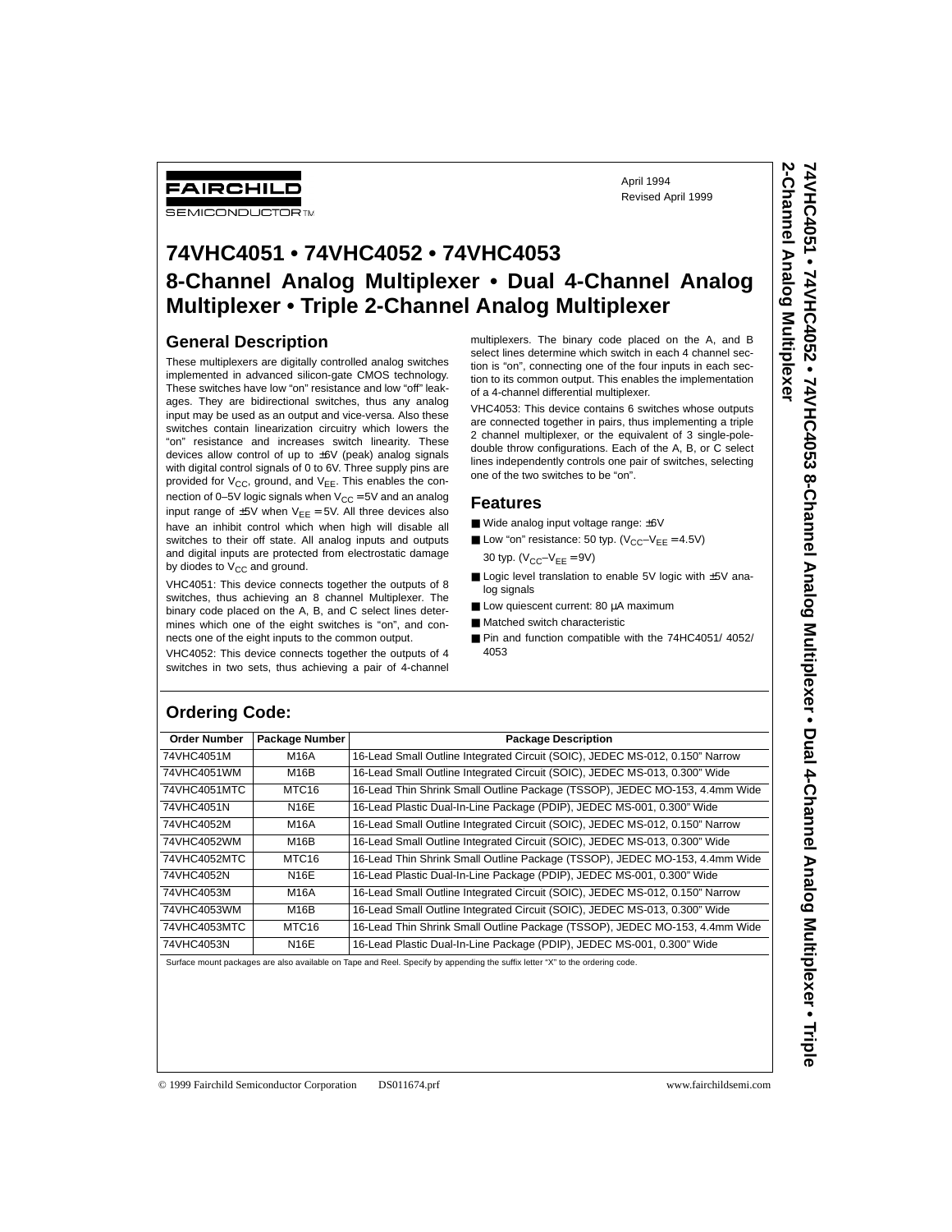FAIRCHILD SEMICONDUCTOR™

April 1994
Revised April 1999

# 74VHC4051 • 74VHC4052 • 74VHC4053 8-Channel Analog Multiplexer • Dual 4-Channel Analog Multiplexer • Triple 2-Channel Analog Multiplexer

## General Description

These multiplexers are digitally controlled analog switches implemented in advanced silicon-gate CMOS technology. These switches have low "on" resistance and low "off" leakages. They are bidirectional switches, thus any analog input may be used as an output and vice-versa. Also these switches contain linearization circuitry which lowers the "on" resistance and increases switch linearity. These devices allow control of up to ±6V (peak) analog signals with digital control signals of 0 to 6V. Three supply pins are provided for $V_{CC}$, ground, and $V_{EE}$. This enables the connection of 0–5V logic signals when $V_{CC} = 5V$ and an analog input range of ±5V when $V_{EE} = 5V$. All three devices also have an inhibit control which when high will disable all switches to their off state. All analog inputs and outputs and digital inputs are protected from electrostatic damage by diodes to $V_{CC}$ and ground.

VHC4051: This device connects together the outputs of 8 switches, thus achieving an 8 channel Multiplexer. The binary code placed on the A, B, and C select lines determines which one of the eight switches is "on", and connects one of the eight inputs to the common output.

VHC4052: This device connects together the outputs of 4 switches in two sets, thus achieving a pair of 4-channel multiplexers. The binary code placed on the A, and B select lines determine which switch in each 4 channel section is "on", connecting one of the four inputs in each section to its common output. This enables the implementation of a 4-channel differential multiplexer.

VHC4053: This device contains 6 switches whose outputs are connected together in pairs, thus implementing a triple 2 channel multiplexer, or the equivalent of 3 single-pole-double throw configurations. Each of the A, B, or C select lines independently controls one pair of switches, selecting one of the two switches to be "on".

## Features

- Wide analog input voltage range: ±6V
- Low "on" resistance: 50 typ. ($V_{CC}$–$V_{EE}$ = 4.5V)
  30 typ. ($V_{CC}$–$V_{EE}$ = 9V)
- Logic level translation to enable 5V logic with ±5V analog signals
- Low quiescent current: 80 µA maximum
- Matched switch characteristic
- Pin and function compatible with the 74HC4051/ 4052/ 4053

## Ordering Code:

| Order Number | Package Number | Package Description |
|---|---|---|
| 74VHC4051M | M16A | 16-Lead Small Outline Integrated Circuit (SOIC), JEDEC MS-012, 0.150" Narrow |
| 74VHC4051WM | M16B | 16-Lead Small Outline Integrated Circuit (SOIC), JEDEC MS-013, 0.300" Wide |
| 74VHC4051MTC | MTC16 | 16-Lead Thin Shrink Small Outline Package (TSSOP), JEDEC MO-153, 4.4mm Wide |
| 74VHC4051N | N16E | 16-Lead Plastic Dual-In-Line Package (PDIP), JEDEC MS-001, 0.300" Wide |
| 74VHC4052M | M16A | 16-Lead Small Outline Integrated Circuit (SOIC), JEDEC MS-012, 0.150" Narrow |
| 74VHC4052WM | M16B | 16-Lead Small Outline Integrated Circuit (SOIC), JEDEC MS-013, 0.300" Wide |
| 74VHC4052MTC | MTC16 | 16-Lead Thin Shrink Small Outline Package (TSSOP), JEDEC MO-153, 4.4mm Wide |
| 74VHC4052N | N16E | 16-Lead Plastic Dual-In-Line Package (PDIP), JEDEC MS-001, 0.300" Wide |
| 74VHC4053M | M16A | 16-Lead Small Outline Integrated Circuit (SOIC), JEDEC MS-012, 0.150" Narrow |
| 74VHC4053WM | M16B | 16-Lead Small Outline Integrated Circuit (SOIC), JEDEC MS-013, 0.300" Wide |
| 74VHC4053MTC | MTC16 | 16-Lead Thin Shrink Small Outline Package (TSSOP), JEDEC MO-153, 4.4mm Wide |
| 74VHC4053N | N16E | 16-Lead Plastic Dual-In-Line Package (PDIP), JEDEC MS-001, 0.300" Wide |

Surface mount packages are also available on Tape and Reel. Specify by appending the suffix letter "X" to the ordering code.

© 1999 Fairchild Semiconductor Corporation DS011674.prf www.fairchildsemi.com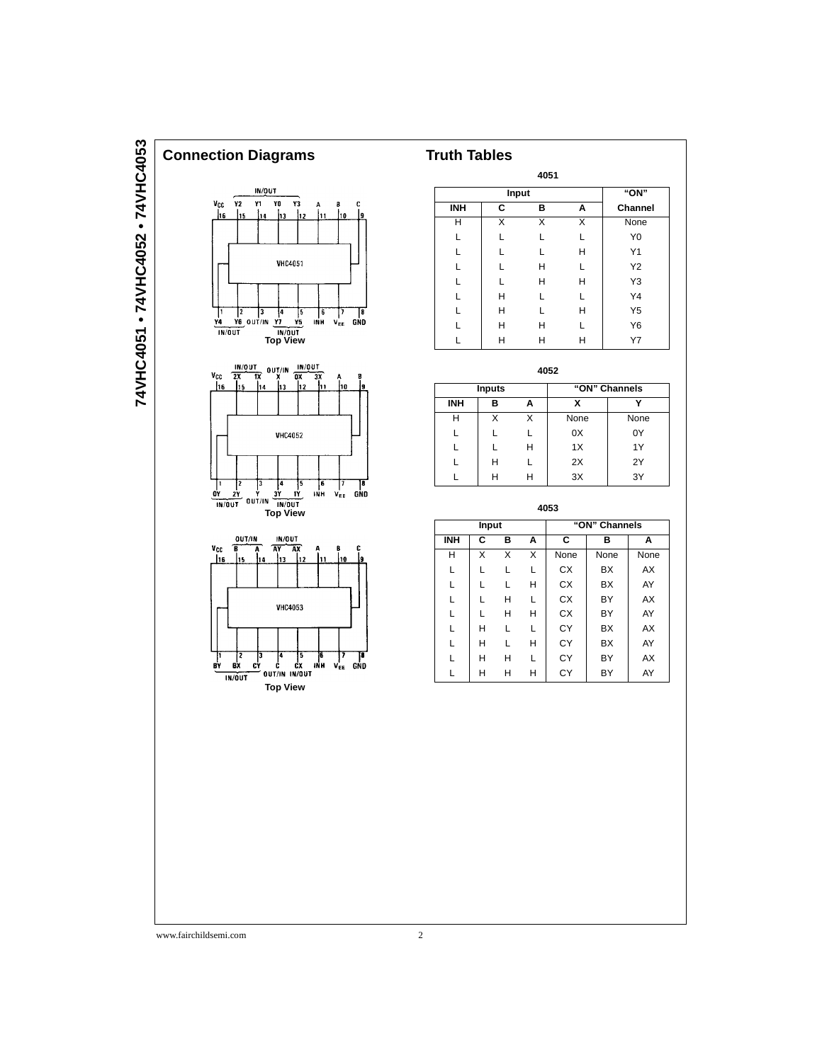## Connection Diagrams

Top View

Top View

Top View

## Truth Tables

**4051**

| Input | | | | "ON" |
|---|---|---|---|---|
| INH | C | B | A | Channel |
| H | X | X | X | None |
| L | L | L | L | Y0 |
| L | L | L | H | Y1 |
| L | L | H | L | Y2 |
| L | L | H | H | Y3 |
| L | H | L | L | Y4 |
| L | H | L | H | Y5 |
| L | H | H | L | Y6 |
| L | H | H | H | Y7 |

**4052**

| Inputs | | | "ON" Channels | |
|---|---|---|---|---|
| INH | B | A | X | Y |
| H | X | X | None | None |
| L | L | L | 0X | 0Y |
| L | L | H | 1X | 1Y |
| L | H | L | 2X | 2Y |
| L | H | H | 3X | 3Y |

**4053**

| Input | | | | "ON" Channels | | |
|---|---|---|---|---|---|---|
| INH | C | B | A | C | B | A |
| H | X | X | X | None | None | None |
| L | L | L | L | CX | BX | AX |
| L | L | L | H | CX | BX | AY |
| L | L | H | L | CX | BY | AX |
| L | L | H | H | CX | BY | AY |
| L | H | L | L | CY | BX | AX |
| L | H | L | H | CY | BX | AY |
| L | H | H | L | CY | BY | AX |
| L | H | H | H | CY | BY | AY |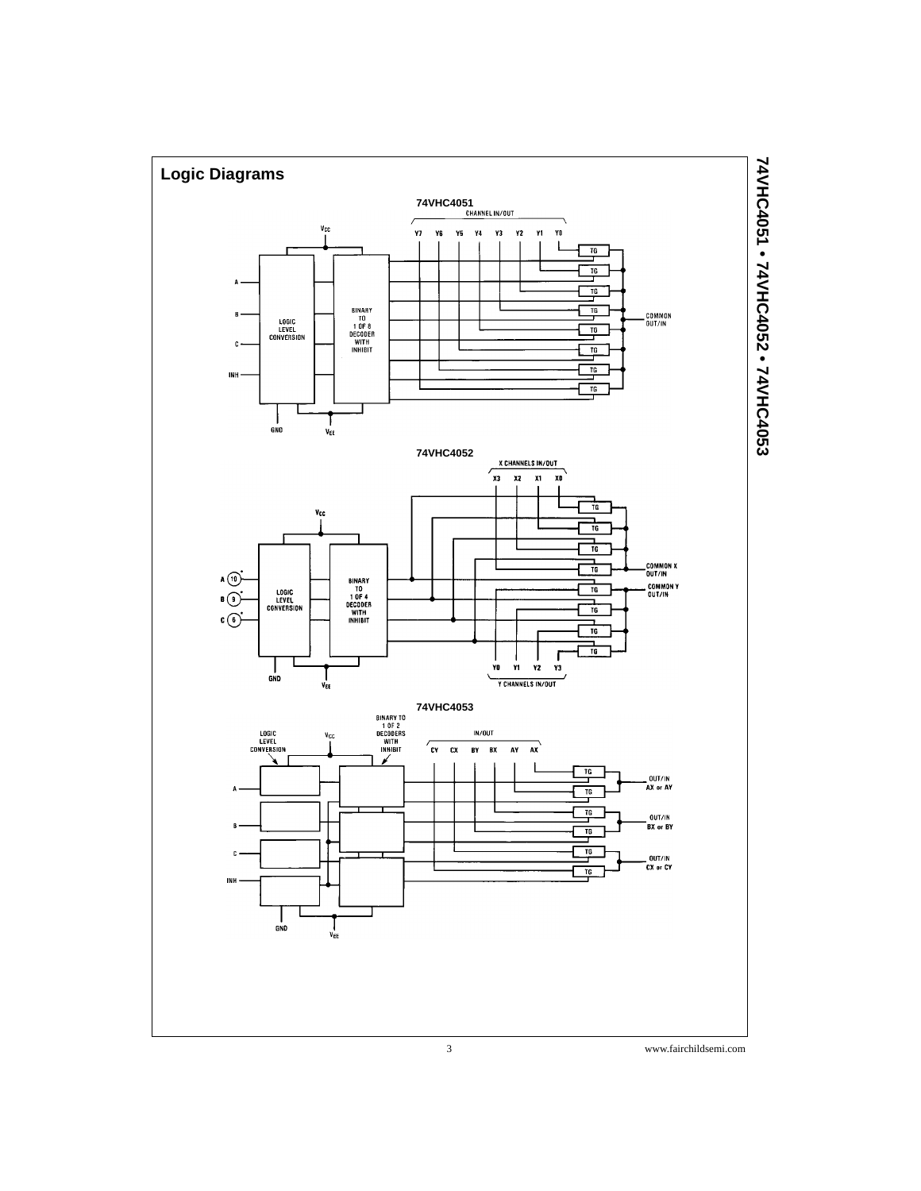## Logic Diagrams

**74VHC4051**

CHANNEL IN/OUT

Y7 Y6 Y5 Y4 Y3 Y2 Y1 Y0

$V_{CC}$

A

B

C

INH

LOGIC LEVEL CONVERSION

BINARY TO 1 OF 8 DECODER WITH INHIBIT

TG TG TG TG TG TG TG TG

COMMON OUT/IN

GND

$V_{EE}$

**74VHC4052**

X CHANNELS IN/OUT

X3 X2 X1 X0

$V_{CC}$

A (10)*

B (9)*

C (6)*

LOGIC LEVEL CONVERSION

BINARY TO 1 OF 4 DECODER WITH INHIBIT

TG TG TG TG TG TG TG TG

COMMON X OUT/IN

COMMON Y OUT/IN

Y0 Y1 Y2 Y3

Y CHANNELS IN/OUT

GND

$V_{EE}$

**74VHC4053**

LOGIC LEVEL CONVERSION

$V_{CC}$

BINARY TO 1 OF 2 DECODERS WITH INHIBIT

IN/OUT

CY CX BY BX AY AX

A

B

C

INH

TG TG TG TG TG TG

OUT/IN AX or AY

OUT/IN BX or BY

OUT/IN CX or CY

GND

$V_{EE}$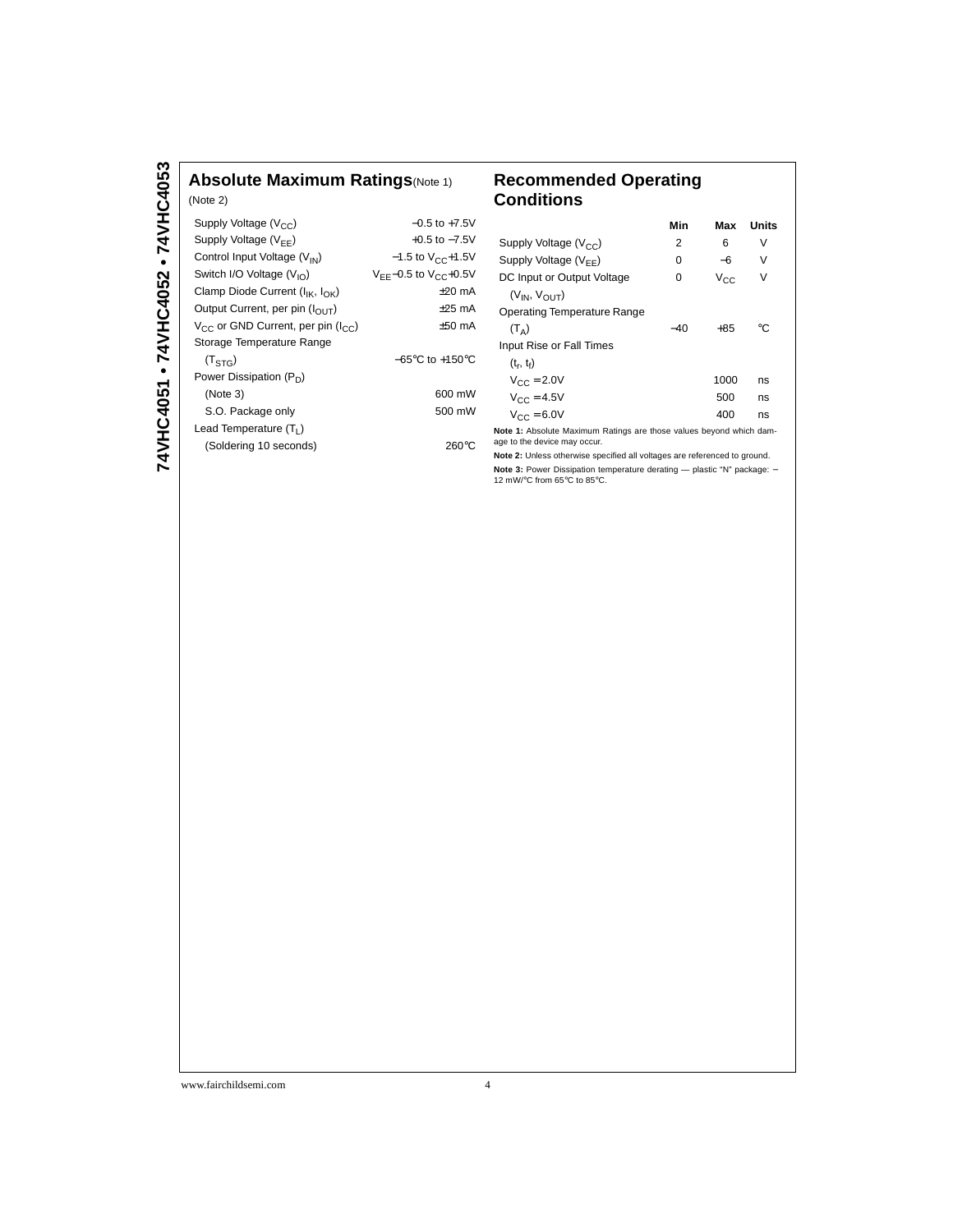## Absolute Maximum Ratings (Note 1)

(Note 2)

| | |
|---|---|
| Supply Voltage ($V_{CC}$) | −0.5 to +7.5V |
| Supply Voltage ($V_{EE}$) | +0.5 to −7.5V |
| Control Input Voltage ($V_{IN}$) | −1.5 to $V_{CC}$+1.5V |
| Switch I/O Voltage ($V_{IO}$) | $V_{EE}$−0.5 to $V_{CC}$+0.5V |
| Clamp Diode Current ($I_{IK}$, $I_{OK}$) | ±20 mA |
| Output Current, per pin ($I_{OUT}$) | ±25 mA |
| $V_{CC}$ or GND Current, per pin ($I_{CC}$) | ±50 mA |
| Storage Temperature Range ($T_{STG}$) | −65°C to +150°C |
| Power Dissipation ($P_D$) (Note 3) | 600 mW |
| S.O. Package only | 500 mW |
| Lead Temperature ($T_L$) (Soldering 10 seconds) | 260°C |

## Recommended Operating Conditions

| | Min | Max | Units |
|---|---|---|---|
| Supply Voltage ($V_{CC}$) | 2 | 6 | V |
| Supply Voltage ($V_{EE}$) | 0 | −6 | V |
| DC Input or Output Voltage ($V_{IN}$, $V_{OUT}$) | 0 | $V_{CC}$ | V |
| Operating Temperature Range ($T_A$) | −40 | +85 | °C |
| Input Rise or Fall Times ($t_r$, $t_f$) | | | |
| $V_{CC}$ = 2.0V | | 1000 | ns |
| $V_{CC}$ = 4.5V | | 500 | ns |
| $V_{CC}$ = 6.0V | | 400 | ns |

**Note 1:** Absolute Maximum Ratings are those values beyond which damage to the device may occur.

**Note 2:** Unless otherwise specified all voltages are referenced to ground.

**Note 3:** Power Dissipation temperature derating — plastic "N" package: − 12 mW/°C from 65°C to 85°C.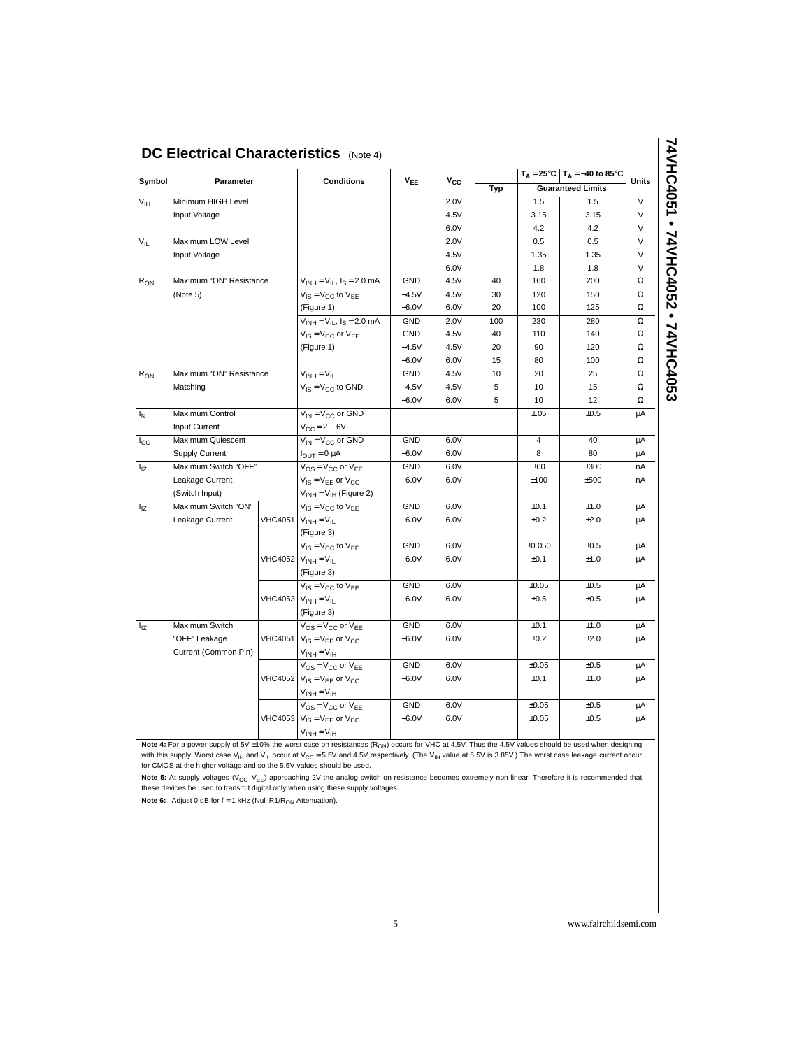## DC Electrical Characteristics (Note 4)

| Symbol | Parameter | | Conditions | $V_{EE}$ | $V_{CC}$ | Typ | $T_A = 25°C$ | $T_A = -40$ to $85°C$ | Units |
|---|---|---|---|---|---|---|---|---|---|
| | | | | | | | Guaranteed Limits | | |
| $V_{IH}$ | Minimum HIGH Level Input Voltage | | | | 2.0V | | 1.5 | 1.5 | V |
| | | | | | 4.5V | | 3.15 | 3.15 | V |
| | | | | | 6.0V | | 4.2 | 4.2 | V |
| $V_{IL}$ | Maximum LOW Level Input Voltage | | | | 2.0V | | 0.5 | 0.5 | V |
| | | | | | 4.5V | | 1.35 | 1.35 | V |
| | | | | | 6.0V | | 1.8 | 1.8 | V |
| $R_{ON}$ | Maximum “ON” Resistance (Note 5) | | $V_{INH} = V_{IL}$, $I_S = 2.0$ mA | GND | 4.5V | 40 | 160 | 200 | Ω |
| | | | $V_{IS} = V_{CC}$ to $V_{EE}$ | −4.5V | 4.5V | 30 | 120 | 150 | Ω |
| | | | (Figure 1) | −6.0V | 6.0V | 20 | 100 | 125 | Ω |
| | | | $V_{INH} = V_{IL}$, $I_S = 2.0$ mA | GND | 2.0V | 100 | 230 | 280 | Ω |
| | | | $V_{IS} = V_{CC}$ or $V_{EE}$ | GND | 4.5V | 40 | 110 | 140 | Ω |
| | | | (Figure 1) | −4.5V | 4.5V | 20 | 90 | 120 | Ω |
| | | | | −6.0V | 6.0V | 15 | 80 | 100 | Ω |
| $R_{ON}$ | Maximum “ON” Resistance Matching | | $V_{INH} = V_{IL}$ | GND | 4.5V | 10 | 20 | 25 | Ω |
| | | | $V_{IS} = V_{CC}$ to GND | −4.5V | 4.5V | 5 | 10 | 15 | Ω |
| | | | | −6.0V | 6.0V | 5 | 10 | 12 | Ω |
| $I_N$ | Maximum Control Input Current | | $V_{IN} = V_{CC}$ or GND, $V_{CC} = 2-6V$ | | | | ±.05 | ±0.5 | µA |
| $I_{CC}$ | Maximum Quiescent Supply Current | | $V_{IN} = V_{CC}$ or GND | GND | 6.0V | | 4 | 40 | µA |
| | | | $I_{OUT} = 0$ µA | −6.0V | 6.0V | | 8 | 80 | µA |
| $I_{IZ}$ | Maximum Switch “OFF” Leakage Current (Switch Input) | | $V_{OS} = V_{CC}$ or $V_{EE}$ | GND | 6.0V | | ±60 | ±300 | nA |
| | | | $V_{IS} = V_{EE}$ or $V_{CC}$, $V_{INH} = V_{IH}$ (Figure 2) | −6.0V | 6.0V | | ±100 | ±500 | nA |
| $I_{IZ}$ | Maximum Switch “ON” Leakage Current | VHC4051 | $V_{IS} = V_{CC}$ to $V_{EE}$ | GND | 6.0V | | ±0.1 | ±1.0 | µA |
| | | | $V_{INH} = V_{IL}$ (Figure 3) | −6.0V | 6.0V | | ±0.2 | ±2.0 | µA |
| | | VHC4052 | $V_{IS} = V_{CC}$ to $V_{EE}$ | GND | 6.0V | | ±0.050 | ±0.5 | µA |
| | | | $V_{INH} = V_{IL}$ (Figure 3) | −6.0V | 6.0V | | ±0.1 | ±1.0 | µA |
| | | VHC4053 | $V_{IS} = V_{CC}$ to $V_{EE}$ | GND | 6.0V | | ±0.05 | ±0.5 | µA |
| | | | $V_{INH} = V_{IL}$ (Figure 3) | −6.0V | 6.0V | | ±0.5 | ±0.5 | µA |
| $I_{IZ}$ | Maximum Switch “OFF” Leakage Current (Common Pin) | VHC4051 | $V_{OS} = V_{CC}$ or $V_{EE}$ | GND | 6.0V | | ±0.1 | ±1.0 | µA |
| | | | $V_{IS} = V_{EE}$ or $V_{CC}$, $V_{INH} = V_{IH}$ | −6.0V | 6.0V | | ±0.2 | ±2.0 | µA |
| | | VHC4052 | $V_{OS} = V_{CC}$ or $V_{EE}$ | GND | 6.0V | | ±0.05 | ±0.5 | µA |
| | | | $V_{IS} = V_{EE}$ or $V_{CC}$, $V_{INH} = V_{IH}$ | −6.0V | 6.0V | | ±0.1 | ±1.0 | µA |
| | | VHC4053 | $V_{OS} = V_{CC}$ or $V_{EE}$ | GND | 6.0V | | ±0.05 | ±0.5 | µA |
| | | | $V_{IS} = V_{EE}$ or $V_{CC}$, $V_{INH} = V_{IH}$ | −6.0V | 6.0V | | ±0.05 | ±0.5 | µA |

**Note 4:** For a power supply of 5V ±10% the worst case on resistances ($R_{ON}$) occurs for VHC at 4.5V. Thus the 4.5V values should be used when designing with this supply. Worst case $V_{IH}$ and $V_{IL}$ occur at $V_{CC} = 5.5V$ and 4.5V respectively. (The $V_{IH}$ value at 5.5V is 3.85V.) The worst case leakage current occur for CMOS at the higher voltage and so the 5.5V values should be used.

**Note 5:** At supply voltages ($V_{CC}$–$V_{EE}$) approaching 2V the analog switch on resistance becomes extremely non-linear. Therefore it is recommended that these devices be used to transmit digital only when using these supply voltages.

**Note 6:** Adjust 0 dB for f = 1 kHz (Null R1/$R_{ON}$ Attenuation).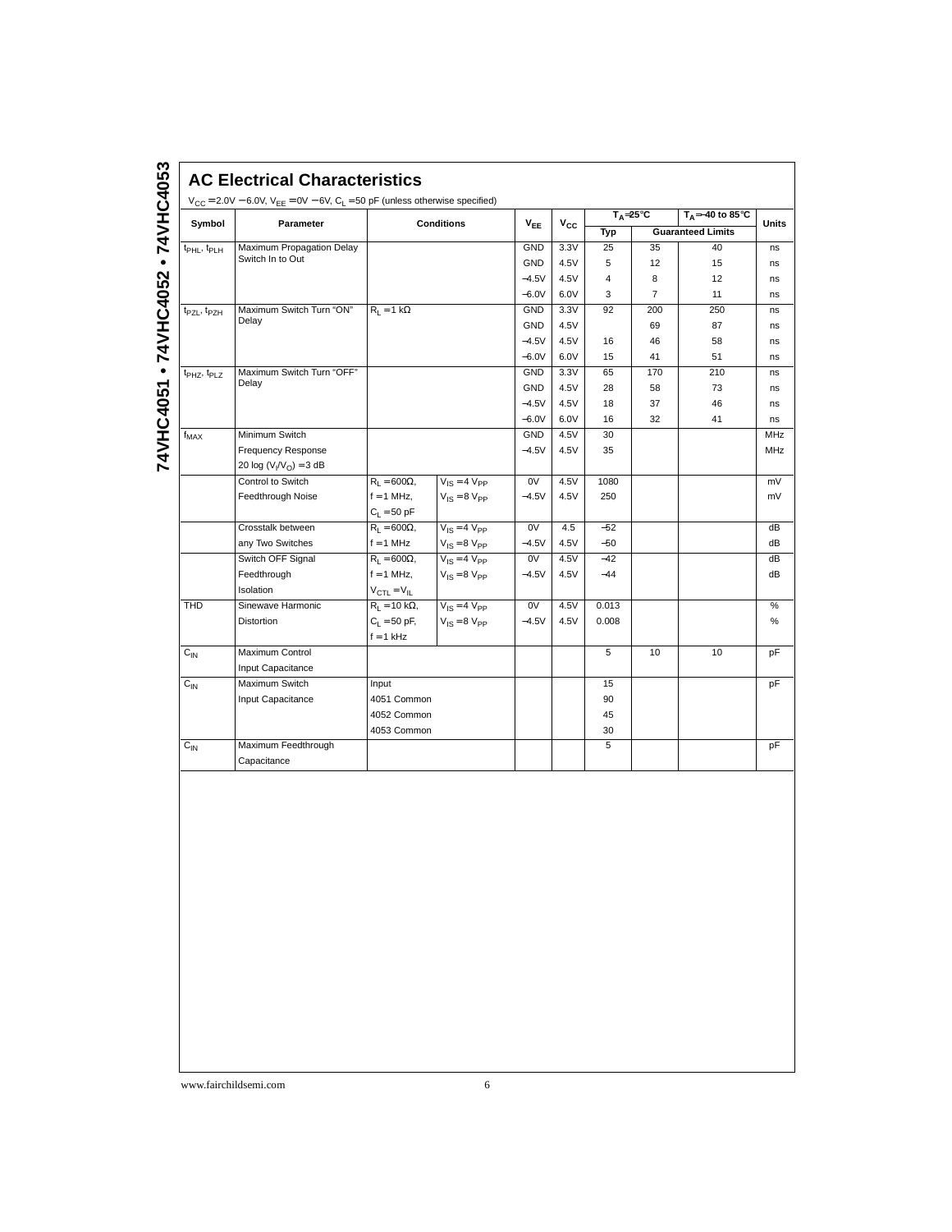## AC Electrical Characteristics

$V_{CC} = 2.0V - 6.0V$, $V_{EE} = 0V - 6V$, $C_L = 50$ pF (unless otherwise specified)

| Symbol | Parameter | Conditions | | $V_{EE}$ | $V_{CC}$ | $T_A = 25°C$ | | $T_A = -40$ to 85°C | Units |
|---|---|---|---|---|---|---|---|---|---|
| | | | | | | Typ | Guaranteed Limits | | |
| $t_{PHL}$, $t_{PLH}$ | Maximum Propagation Delay Switch In to Out | | | GND | 3.3V | 25 | 35 | 40 | ns |
| | | | | GND | 4.5V | 5 | 12 | 15 | ns |
| | | | | −4.5V | 4.5V | 4 | 8 | 12 | ns |
| | | | | −6.0V | 6.0V | 3 | 7 | 11 | ns |
| $t_{PZL}$, $t_{PZH}$ | Maximum Switch Turn "ON" Delay | $R_L = 1$ kΩ | | GND | 3.3V | 92 | 200 | 250 | ns |
| | | | | GND | 4.5V | | 69 | 87 | ns |
| | | | | −4.5V | 4.5V | 16 | 46 | 58 | ns |
| | | | | −6.0V | 6.0V | 15 | 41 | 51 | ns |
| $t_{PHZ}$, $t_{PLZ}$ | Maximum Switch Turn "OFF" Delay | | | GND | 3.3V | 65 | 170 | 210 | ns |
| | | | | GND | 4.5V | 28 | 58 | 73 | ns |
| | | | | −4.5V | 4.5V | 18 | 37 | 46 | ns |
| | | | | −6.0V | 6.0V | 16 | 32 | 41 | ns |
| $f_{MAX}$ | Minimum Switch | | | GND | 4.5V | 30 | | | MHz |
| | Frequency Response | | | −4.5V | 4.5V | 35 | | | MHz |
| | 20 log $(V_I/V_O) = 3$ dB | | | | | | | | |
| | Control to Switch | $R_L = 600Ω$, | $V_{IS} = 4$ $V_{PP}$ | 0V | 4.5V | 1080 | | | mV |
| | Feedthrough Noise | $f = 1$ MHz, | $V_{IS} = 8$ $V_{PP}$ | −4.5V | 4.5V | 250 | | | mV |
| | | $C_L = 50$ pF | | | | | | | |
| | Crosstalk between | $R_L = 600Ω$, | $V_{IS} = 4$ $V_{PP}$ | 0V | 4.5 | −52 | | | dB |
| | any Two Switches | $f = 1$ MHz | $V_{IS} = 8$ $V_{PP}$ | −4.5V | 4.5V | −50 | | | dB |
| | Switch OFF Signal | $R_L = 600Ω$, | $V_{IS} = 4$ $V_{PP}$ | 0V | 4.5V | −42 | | | dB |
| | Feedthrough | $f = 1$ MHz, | $V_{IS} = 8$ $V_{PP}$ | −4.5V | 4.5V | −44 | | | dB |
| | Isolation | $V_{CTL} = V_{IL}$ | | | | | | | |
| THD | Sinewave Harmonic | $R_L = 10$ kΩ, | $V_{IS} = 4$ $V_{PP}$ | 0V | 4.5V | 0.013 | | | % |
| | Distortion | $C_L = 50$ pF, | $V_{IS} = 8$ $V_{PP}$ | −4.5V | 4.5V | 0.008 | | | % |
| | | $f = 1$ kHz | | | | | | | |
| $C_{IN}$ | Maximum Control | | | | | 5 | 10 | 10 | pF |
| | Input Capacitance | | | | | | | | |
| $C_{IN}$ | Maximum Switch | Input | | | | 15 | | | pF |
| | Input Capacitance | 4051 Common | | | | 90 | | | |
| | | 4052 Common | | | | 45 | | | |
| | | 4053 Common | | | | 30 | | | |
| $C_{IN}$ | Maximum Feedthrough | | | | | 5 | | | pF |
| | Capacitance | | | | | | | | |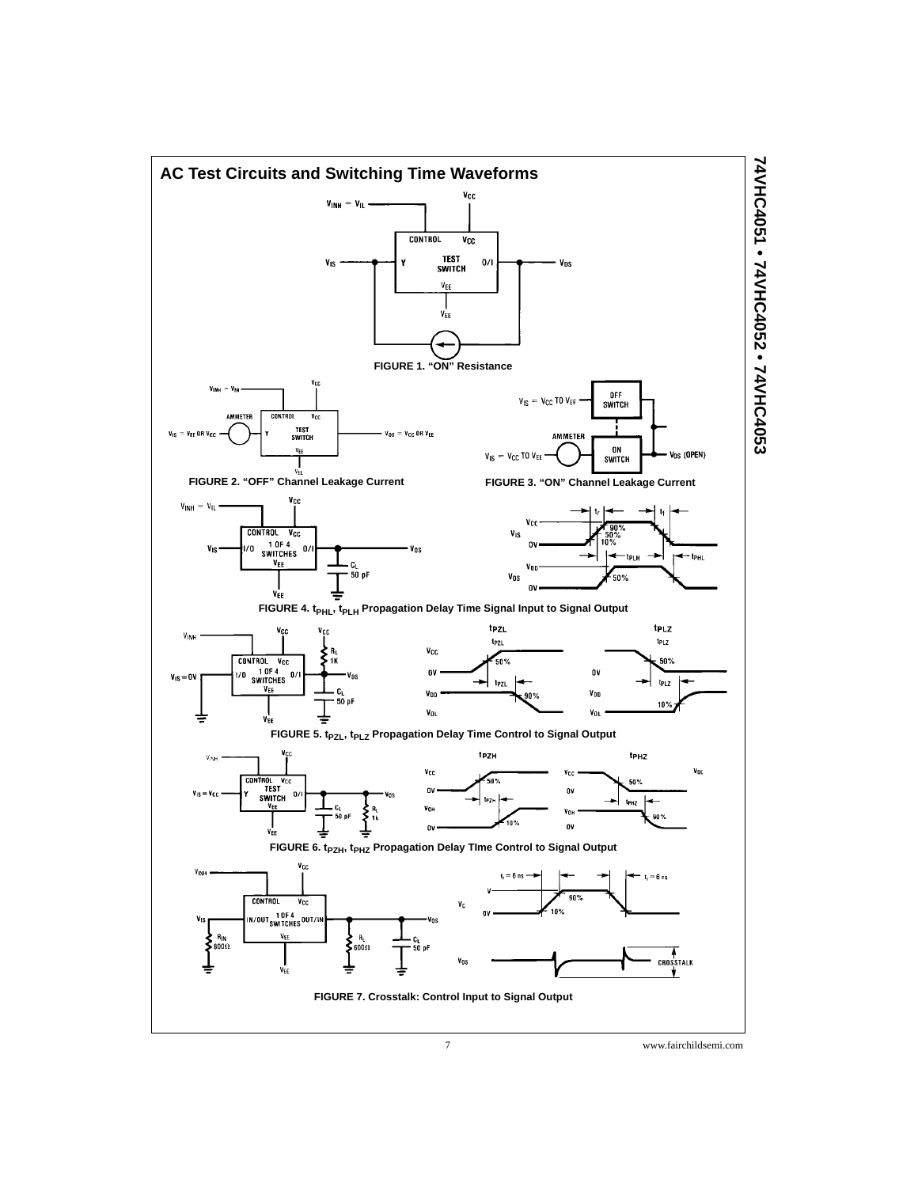## AC Test Circuits and Switching Time Waveforms

FIGURE 1. "ON" Resistance

FIGURE 2. "OFF" Channel Leakage Current

FIGURE 3. "ON" Channel Leakage Current

FIGURE 4. $t_{PHL}$, $t_{PLH}$ Propagation Delay Time Signal Input to Signal Output

FIGURE 5. $t_{PZL}$, $t_{PLZ}$ Propagation Delay Time Control to Signal Output

FIGURE 6. $t_{PZH}$, $t_{PHZ}$ Propagation Delay Time Control to Signal Output

FIGURE 7. Crosstalk: Control Input to Signal Output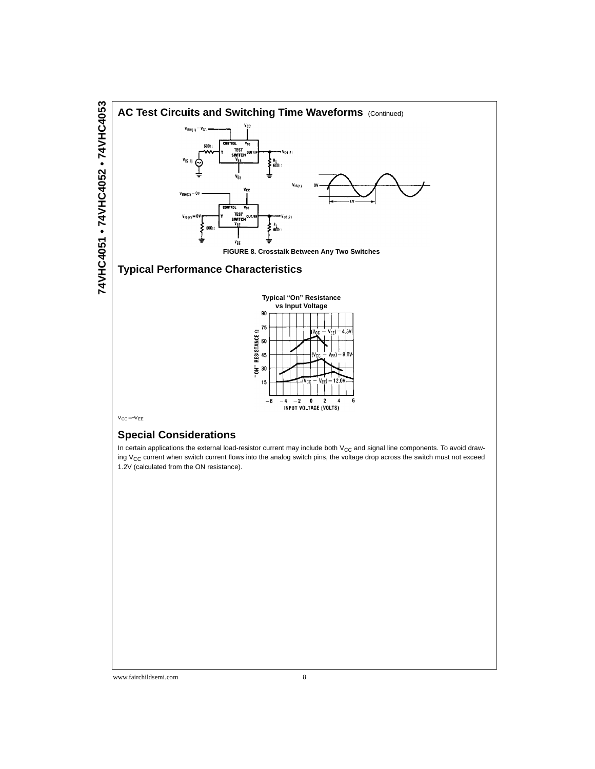## AC Test Circuits and Switching Time Waveforms (Continued)

$V_{INH(1)} = V_{CC}$

$V_{CC}$

CONTROL $V_{CC}$

600Ω

Y TEST SWITCH OUT/IN

$V_{IS(1)}$

$V_{EE}$

$V_{OS(1)}$

$R_L$ 600Ω

$V_{EE}$

$V_{IS(1)}$ 0V

1/f

$V_{INH(2)} = 0V$

$V_{CC}$

CONTROL $V_{CC}$

$V_{IS(2)} = 0V$

Y TEST SWITCH OUT/IN

$V_{EE}$

600Ω

$V_{OS(2)}$

$R_L$ 600Ω

$V_{EE}$

**FIGURE 8. Crosstalk Between Any Two Switches**

## Typical Performance Characteristics

**Typical "On" Resistance vs Input Voltage**

"ON" RESISTANCE Ω

90
75
60
45
30
15

$(V_{CC} - V_{EE}) = 4.5V$

$(V_{CC} - V_{EE}) = 9.0V$

$(V_{CC} - V_{EE}) = 12.0V$

−6 −4 −2 0 2 4 6

INPUT VOLTAGE (VOLTS)

$V_{CC} = -V_{EE}$

## Special Considerations

In certain applications the external load-resistor current may include both $V_{CC}$ and signal line components. To avoid drawing $V_{CC}$ current when switch current flows into the analog switch pins, the voltage drop across the switch must not exceed 1.2V (calculated from the ON resistance).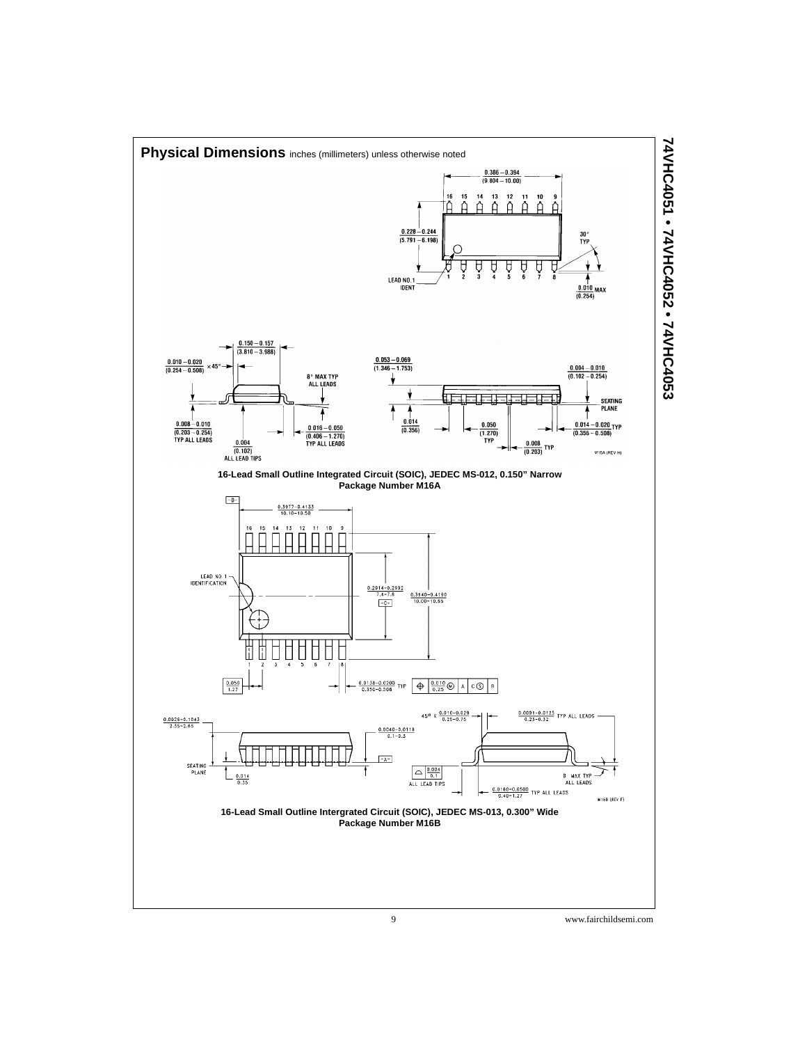## Physical Dimensions inches (millimeters) unless otherwise noted

0.386 – 0.394 (9.804 – 10.00)

16 15 14 13 12 11 10 9

0.228 – 0.244 (5.791 – 6.198)

30° TYP

LEAD NO. 1 IDENT

1 2 3 4 5 6 7 8

0.010 MAX (0.254)

0.150 – 0.157 (3.810 – 3.988)

0.010 – 0.020 (0.254 – 0.508) × 45°

8° MAX TYP ALL LEADS

0.008 – 0.010 (0.203 – 0.254) TYP ALL LEADS

0.004 (0.102) ALL LEAD TIPS

0.016 – 0.050 (0.406 – 1.270) TYP ALL LEADS

0.053 – 0.069 (1.346 – 1.753)

0.004 – 0.010 (0.102 – 0.254)

SEATING PLANE

0.014 (0.356)

0.050 (1.270) TYP

0.008 (0.203) TYP

0.014 – 0.020 TYP (0.356 – 0.508)

M16A (REV H)

**16-Lead Small Outline Integrated Circuit (SOIC), JEDEC MS-012, 0.150" Narrow Package Number M16A**

-B-

0.3977–0.4133 10.10–10.50

16 15 14 13 12 11 10 9

LEAD NO 1 IDENTIFICATION

0.2914–0.2992 7.4–7.6

-C-

0.3940–0.4190 10.00–10.65

1 2 3 4 5 6 7 8

0.050 1.27

0.0138–0.0200 0.350–0.508 TYP

⊕ 0.010 Ⓜ 0.25 | A | C Ⓢ | B

0.0926–0.1043 2.35–2.65

0.0040–0.0118 0.1–0.3

-A-

SEATING PLANE

0.014 0.35

45° X 0.010–0.029 0.25–0.75

0.0091–0.0125 0.23–0.32 TYP ALL LEADS

0.004 0.1 ALL LEAD TIPS

8° MAX TYP ALL LEADS

0.0160–0.0500 0.40–1.27 TYP ALL LEADS

M16B (REV F)

**16-Lead Small Outline Intergrated Circuit (SOIC), JEDEC MS-013, 0.300" Wide Package Number M16B**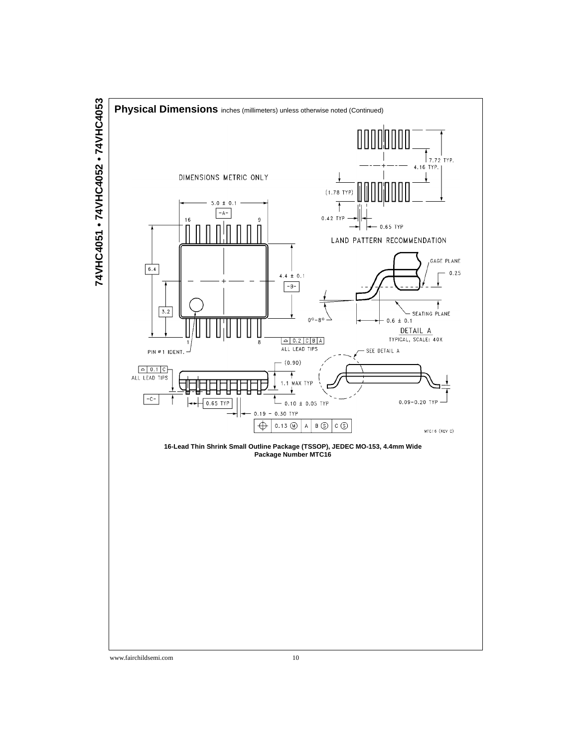## Physical Dimensions inches (millimeters) unless otherwise noted (Continued)

DIMENSIONS METRIC ONLY

5.0 ± 0.1

-A-

16

9

6.4

4.4 ± 0.1

-B-

3.2

1

8

PIN #1 IDENT.

0.2 C B A

ALL LEAD TIPS

7.72 TYP.

4.16 TYP.

(1.78 TYP)

0.42 TYP

0.65 TYP

LAND PATTERN RECOMMENDATION

GAGE PLANE

0.25

0°–8°

SEATING PLANE

0.6 ± 0.1

DETAIL A

TYPICAL, SCALE: 40X

SEE DETAIL A

0.1 C

ALL LEAD TIPS

(0.90)

1.1 MAX TYP

-C-

0.65 TYP

0.10 ± 0.05 TYP

0.19 – 0.30 TYP

0.09–0.20 TYP

0.13 (M) A B (S) C (S)

MTC16 (REV C)

**16-Lead Thin Shrink Small Outline Package (TSSOP), JEDEC MO-153, 4.4mm Wide**
**Package Number MTC16**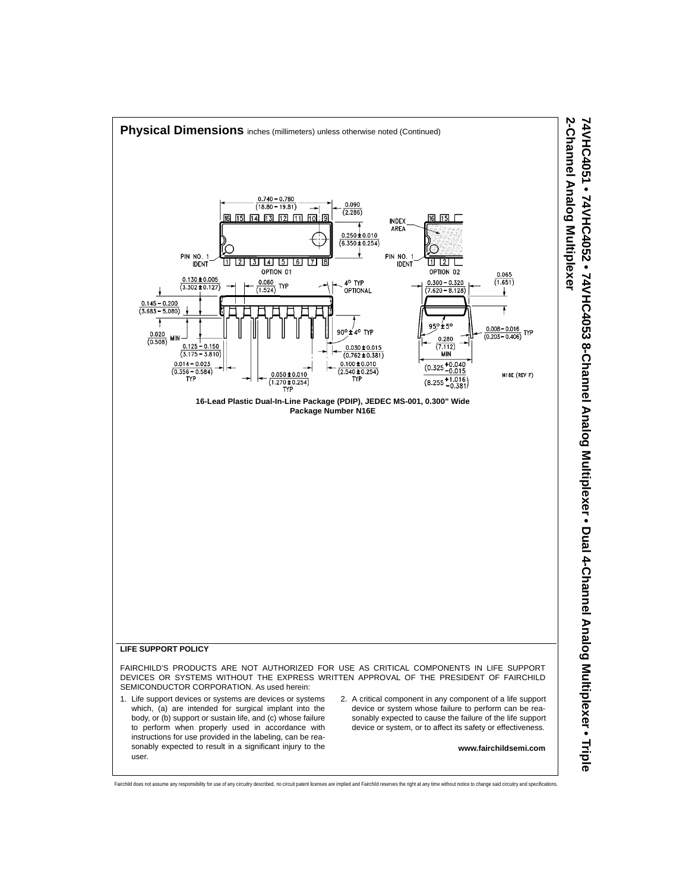## Physical Dimensions inches (millimeters) unless otherwise noted (Continued)

0.740 – 0.780 (18.80 – 19.81)
0.090 (2.286)
INDEX AREA
0.250 ± 0.010 (6.350 ± 0.254)
PIN NO. 1 IDENT
OPTION 01
PIN NO. 1 IDENT
OPTION 02
0.065 (1.651)
0.130 ± 0.005 (3.302 ± 0.127)
0.060 (1.524) TYP
4° TYP OPTIONAL
0.300 – 0.320 (7.620 – 8.128)
0.145 – 0.200 (3.683 – 5.080)
95° ± 5°
0.008 – 0.016 (0.203 – 0.406) TYP
0.020 (0.508) MIN
90° ± 4° TYP
0.280 (7.112) MIN
0.125 – 0.150 (3.175 – 3.810)
0.030 ± 0.015 (0.762 ± 0.381)
0.014 – 0.023 (0.356 – 0.584) TYP
0.100 ± 0.010 (2.540 ± 0.254) TYP
$(0.325 {}^{+0.040}_{-0.015})$
$(8.255 {}^{+1.016}_{-0.381})$
0.050 ± 0.010 (1.270 ± 0.254) TYP
N16E (REV F)

**16-Lead Plastic Dual-In-Line Package (PDIP), JEDEC MS-001, 0.300" Wide**
**Package Number N16E**

**LIFE SUPPORT POLICY**

FAIRCHILD'S PRODUCTS ARE NOT AUTHORIZED FOR USE AS CRITICAL COMPONENTS IN LIFE SUPPORT DEVICES OR SYSTEMS WITHOUT THE EXPRESS WRITTEN APPROVAL OF THE PRESIDENT OF FAIRCHILD SEMICONDUCTOR CORPORATION. As used herein:

1. Life support devices or systems are devices or systems which, (a) are intended for surgical implant into the body, or (b) support or sustain life, and (c) whose failure to perform when properly used in accordance with instructions for use provided in the labeling, can be reasonably expected to result in a significant injury to the user.
2. A critical component in any component of a life support device or system whose failure to perform can be reasonably expected to cause the failure of the life support device or system, or to affect its safety or effectiveness.

**www.fairchildsemi.com**

Fairchild does not assume any responsibility for use of any circuitry described, no circuit patent licenses are implied and Fairchild reserves the right at any time without notice to change said circuitry and specifications.